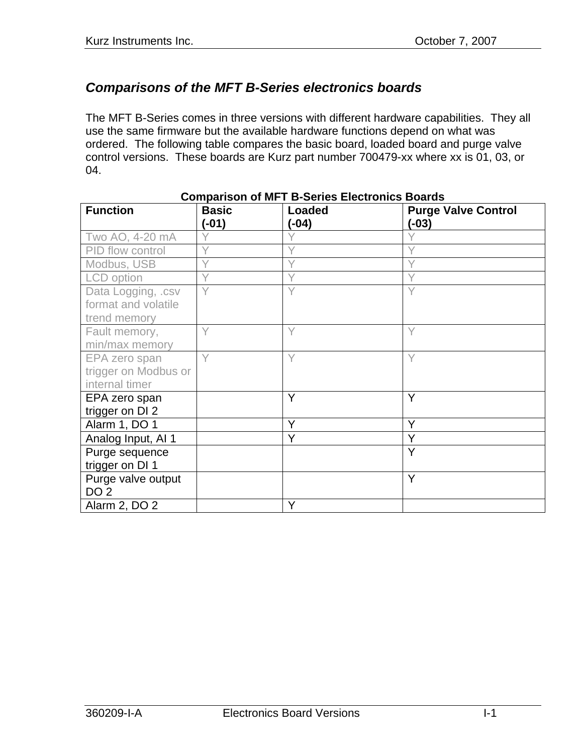## *Comparisons of the MFT B-Series electronics boards*

The MFT B-Series comes in three versions with different hardware capabilities. They all use the same firmware but the available hardware functions depend on what was ordered. The following table compares the basic board, loaded board and purge valve control versions. These boards are Kurz part number 700479-xx where xx is 01, 03, or 04.

**Comparison of MFT B-Series Electronics Boards**

| Function | Basic (-01) | Loaded (-04) | Purge Valve Control (-03) |
| --- | --- | --- | --- |
| Two AO, 4-20 mA | Y | Y | Y |
| PID flow control | Y | Y | Y |
| Modbus, USB | Y | Y | Y |
| LCD option | Y | Y | Y |
| Data Logging, .csv format and volatile trend memory | Y | Y | Y |
| Fault memory, min/max memory | Y | Y | Y |
| EPA zero span trigger on Modbus or internal timer | Y | Y | Y |
| EPA zero span trigger on DI 2 | | Y | Y |
| Alarm 1, DO 1 | | Y | Y |
| Analog Input, AI 1 | | Y | Y |
| Purge sequence trigger on DI 1 | | | Y |
| Purge valve output DO 2 | | | Y |
| Alarm 2, DO 2 | | Y | |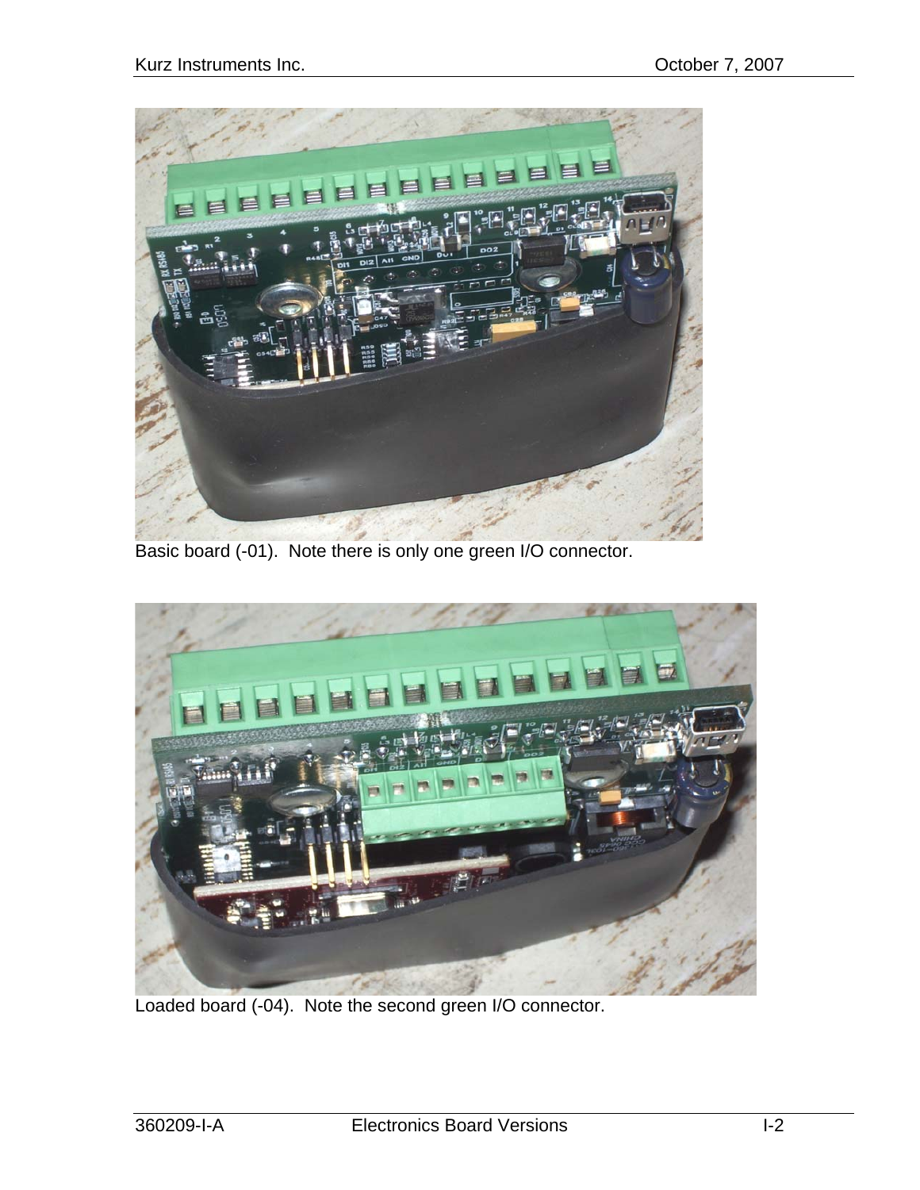Basic board (-01).  Note there is only one green I/O connector.

Loaded board (-04).  Note the second green I/O connector.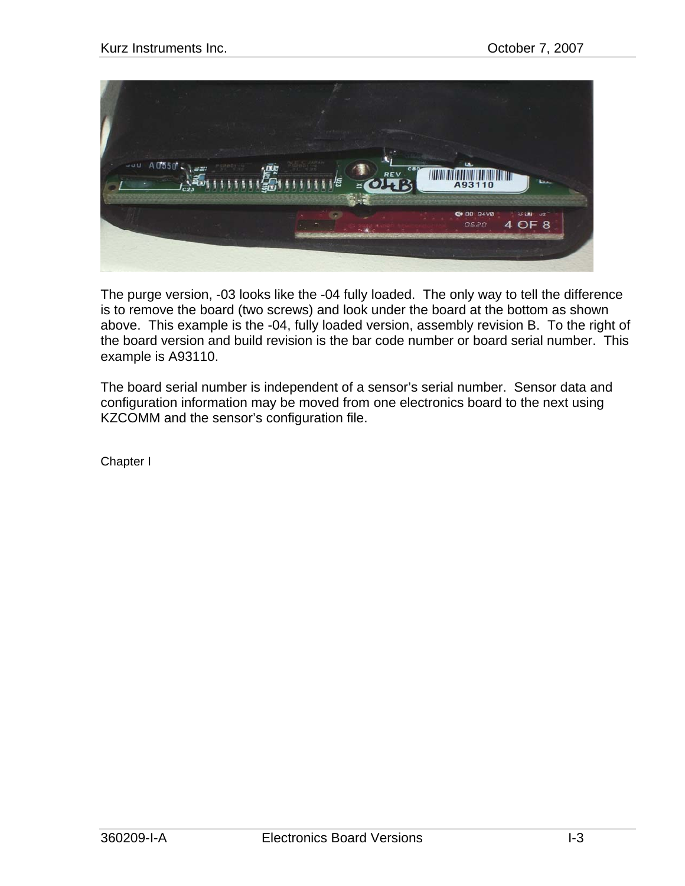The purge version, -03 looks like the -04 fully loaded. The only way to tell the difference is to remove the board (two screws) and look under the board at the bottom as shown above. This example is the -04, fully loaded version, assembly revision B. To the right of the board version and build revision is the bar code number or board serial number. This example is A93110.

The board serial number is independent of a sensor's serial number. Sensor data and configuration information may be moved from one electronics board to the next using KZCOMM and the sensor's configuration file.

Chapter I